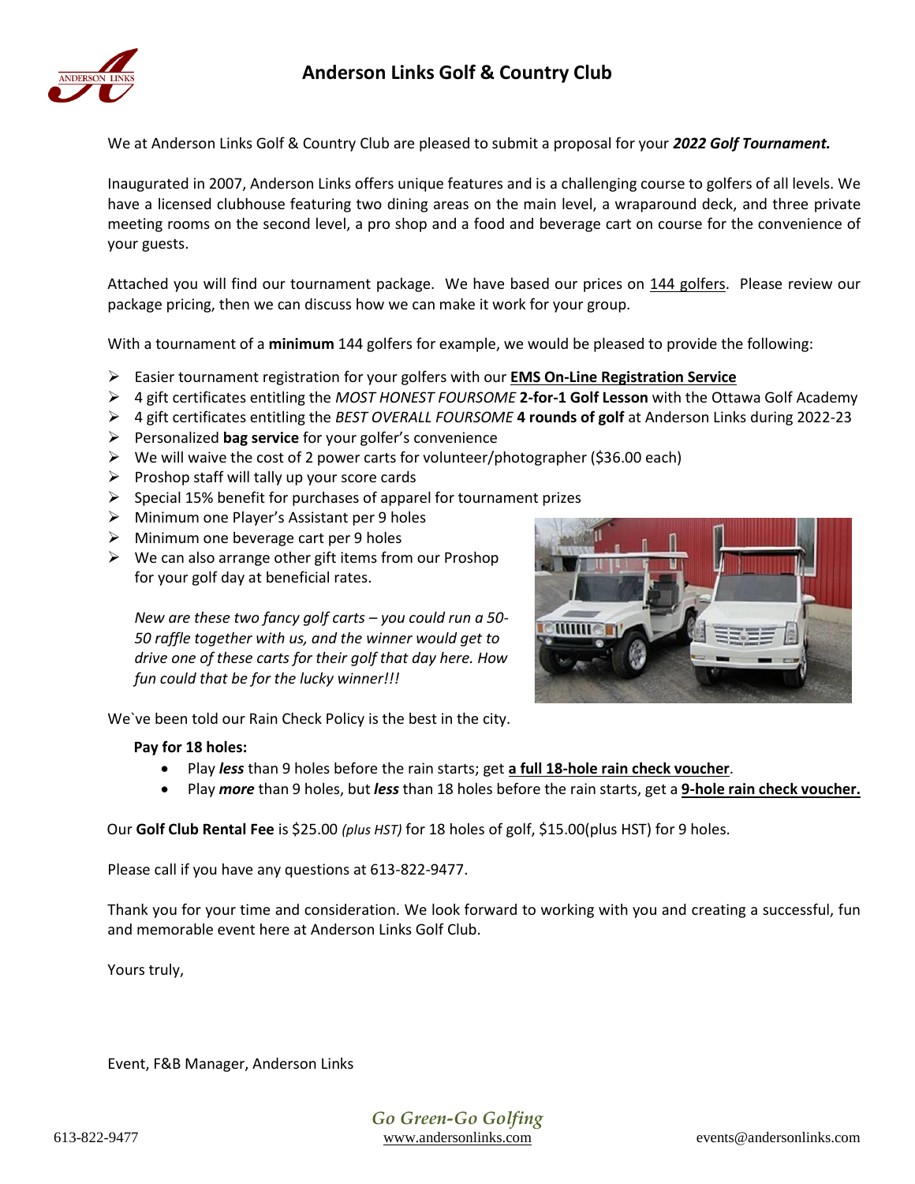# Anderson Links Golf & Country Club

We at Anderson Links Golf & Country Club are pleased to submit a proposal for your ***2022 Golf Tournament.***

Inaugurated in 2007, Anderson Links offers unique features and is a challenging course to golfers of all levels. We have a licensed clubhouse featuring two dining areas on the main level, a wraparound deck, and three private meeting rooms on the second level, a pro shop and a food and beverage cart on course for the convenience of your guests.

Attached you will find our tournament package. We have based our prices on 144 golfers. Please review our package pricing, then we can discuss how we can make it work for your group.

With a tournament of a **minimum** 144 golfers for example, we would be pleased to provide the following:

- Easier tournament registration for your golfers with our **EMS On-Line Registration Service**
- 4 gift certificates entitling the *MOST HONEST FOURSOME* **2-for-1 Golf Lesson** with the Ottawa Golf Academy
- 4 gift certificates entitling the *BEST OVERALL FOURSOME* **4 rounds of golf** at Anderson Links during 2022-23
- Personalized **bag service** for your golfer's convenience
- We will waive the cost of 2 power carts for volunteer/photographer ($36.00 each)
- Proshop staff will tally up your score cards
- Special 15% benefit for purchases of apparel for tournament prizes
- Minimum one Player's Assistant per 9 holes
- Minimum one beverage cart per 9 holes
- We can also arrange other gift items from our Proshop for your golf day at beneficial rates.

*New are these two fancy golf carts – you could run a 50-50 raffle together with us, and the winner would get to drive one of these carts for their golf that day here. How fun could that be for the lucky winner!!!*

We`ve been told our Rain Check Policy is the best in the city.

**Pay for 18 holes:**

- Play ***less*** than 9 holes before the rain starts; get **a full 18-hole rain check voucher**.
- Play ***more*** than 9 holes, but ***less*** than 18 holes before the rain starts, get a **9-hole rain check voucher.**

Our **Golf Club Rental Fee** is $25.00 *(plus HST)* for 18 holes of golf, $15.00(plus HST) for 9 holes.

Please call if you have any questions at 613-822-9477.

Thank you for your time and consideration. We look forward to working with you and creating a successful, fun and memorable event here at Anderson Links Golf Club.

Yours truly,

Event, F&B Manager, Anderson Links

*Go Green-Go Golfing*

613-822-9477 www.andersonlinks.com events@andersonlinks.com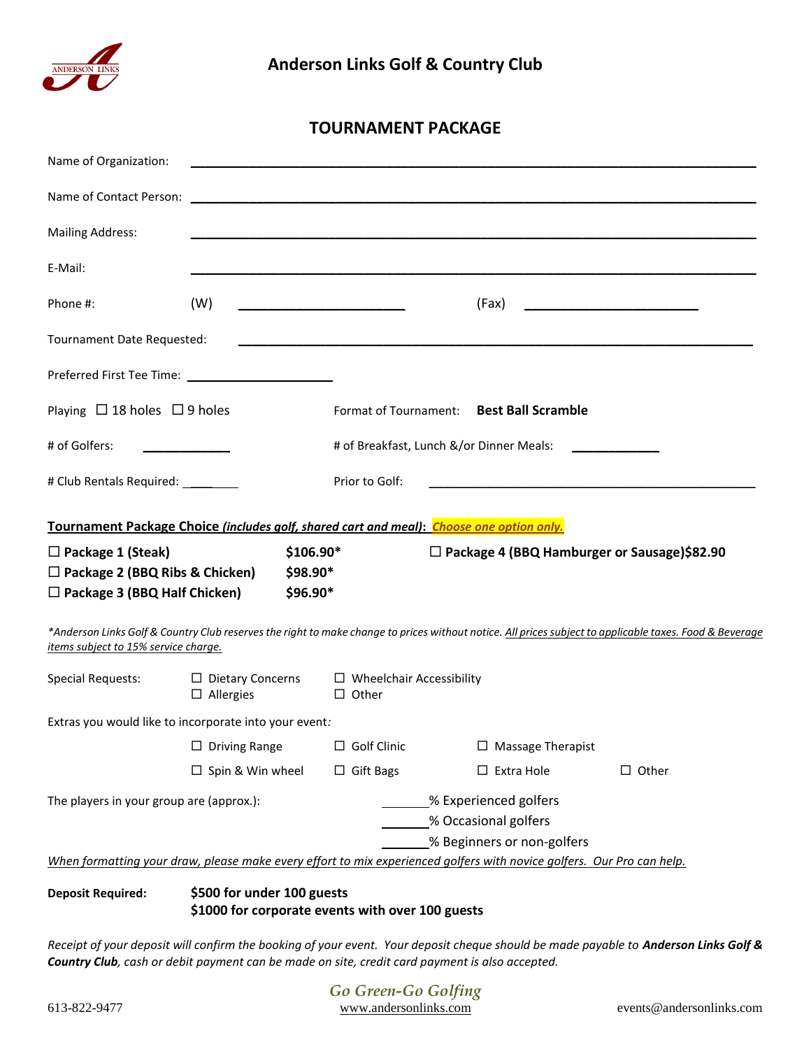# Anderson Links Golf & Country Club

## TOURNAMENT PACKAGE

Name of Organization: ______________________________________________

Name of Contact Person: ______________________________________________

Mailing Address: ______________________________________________

E-Mail: ______________________________________________

Phone #: (W) ____________________ (Fax) ____________________

Tournament Date Requested: ______________________________________________

Preferred First Tee Time: ____________________

Playing ☐ 18 holes ☐ 9 holes

Format of Tournament: **Best Ball Scramble**

# of Golfers: ____________

# of Breakfast, Lunch &/or Dinner Meals: ____________

# Club Rentals Required: ________

Prior to Golf: ______________________________________________

**Tournament Package Choice** ***(includes golf, shared cart and meal)*****:** ***Choose one option only.***

☐ **Package 1 (Steak)** **$106.90***

☐ **Package 2 (BBQ Ribs & Chicken)** **$98.90***

☐ **Package 3 (BBQ Half Chicken)** **$96.90***

☐ **Package 4 (BBQ Hamburger or Sausage)$82.90**

*\*Anderson Links Golf & Country Club reserves the right to make change to prices without notice. All prices subject to applicable taxes. Food & Beverage items subject to 15% service charge.*

Special Requests: ☐ Dietary Concerns ☐ Wheelchair Accessibility ☐ Allergies ☐ Other

Extras you would like to incorporate into your event:

☐ Driving Range ☐ Golf Clinic ☐ Massage Therapist

☐ Spin & Win wheel ☐ Gift Bags ☐ Extra Hole ☐ Other

The players in your group are (approx.):

______% Experienced golfers

______% Occasional golfers

______% Beginners or non-golfers

*When formatting your draw, please make every effort to mix experienced golfers with novice golfers. Our Pro can help.*

**Deposit Required:** **$500 for under 100 guests**
**$1000 for corporate events with over 100 guests**

*Receipt of your deposit will confirm the booking of your event. Your deposit cheque should be made payable to* ***Anderson Links Golf & Country Club****, cash or debit payment can be made on site, credit card payment is also accepted.*

*Go Green-Go Golfing*

613-822-9477 www.andersonlinks.com events@andersonlinks.com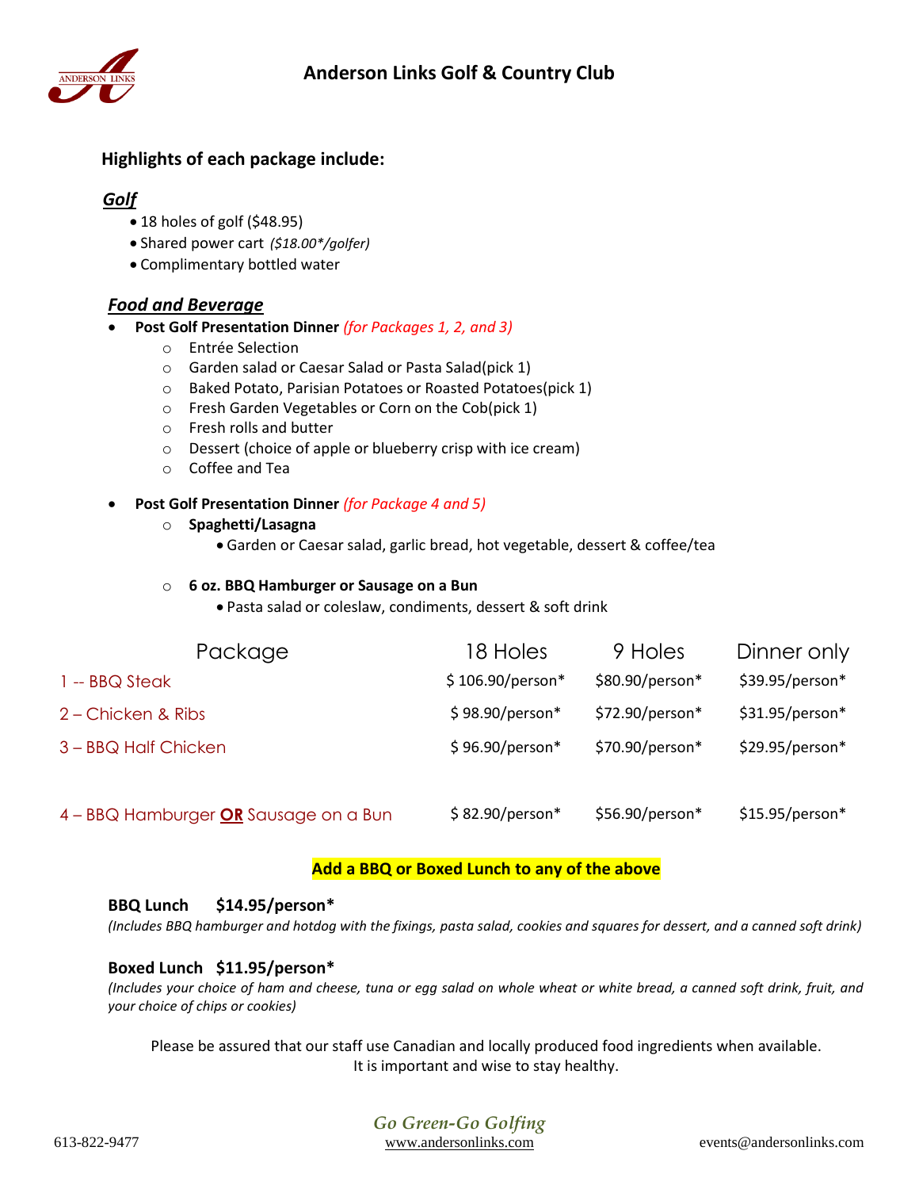# Anderson Links Golf & Country Club

### Highlights of each package include:

#### ***Golf***

- 18 holes of golf ($48.95)
- Shared power cart *($18.00*/golfer)*
- Complimentary bottled water

#### ***Food and Beverage***

- **Post Golf Presentation Dinner** *(for Packages 1, 2, and 3)*
  - Entrée Selection
  - Garden salad or Caesar Salad or Pasta Salad(pick 1)
  - Baked Potato, Parisian Potatoes or Roasted Potatoes(pick 1)
  - Fresh Garden Vegetables or Corn on the Cob(pick 1)
  - Fresh rolls and butter
  - Dessert (choice of apple or blueberry crisp with ice cream)
  - Coffee and Tea

- **Post Golf Presentation Dinner** *(for Package 4 and 5)*
  - **Spaghetti/Lasagna**
    - Garden or Caesar salad, garlic bread, hot vegetable, dessert & coffee/tea
  - **6 oz. BBQ Hamburger or Sausage on a Bun**
    - Pasta salad or coleslaw, condiments, dessert & soft drink

| Package | 18 Holes | 9 Holes | Dinner only |
|---|---|---|---|
| 1 -- BBQ Steak | $ 106.90/person* | $80.90/person* | $39.95/person* |
| 2 – Chicken & Ribs | $ 98.90/person* | $72.90/person* | $31.95/person* |
| 3 – BBQ Half Chicken | $ 96.90/person* | $70.90/person* | $29.95/person* |
| 4 – BBQ Hamburger **OR** Sausage on a Bun | $ 82.90/person* | $56.90/person* | $15.95/person* |

**Add a BBQ or Boxed Lunch to any of the above**

**BBQ Lunch $14.95/person***
*(Includes BBQ hamburger and hotdog with the fixings, pasta salad, cookies and squares for dessert, and a canned soft drink)*

**Boxed Lunch $11.95/person***
*(Includes your choice of ham and cheese, tuna or egg salad on whole wheat or white bread, a canned soft drink, fruit, and your choice of chips or cookies)*

Please be assured that our staff use Canadian and locally produced food ingredients when available.
It is important and wise to stay healthy.

*Go Green-Go Golfing*

613-822-9477 www.andersonlinks.com events@andersonlinks.com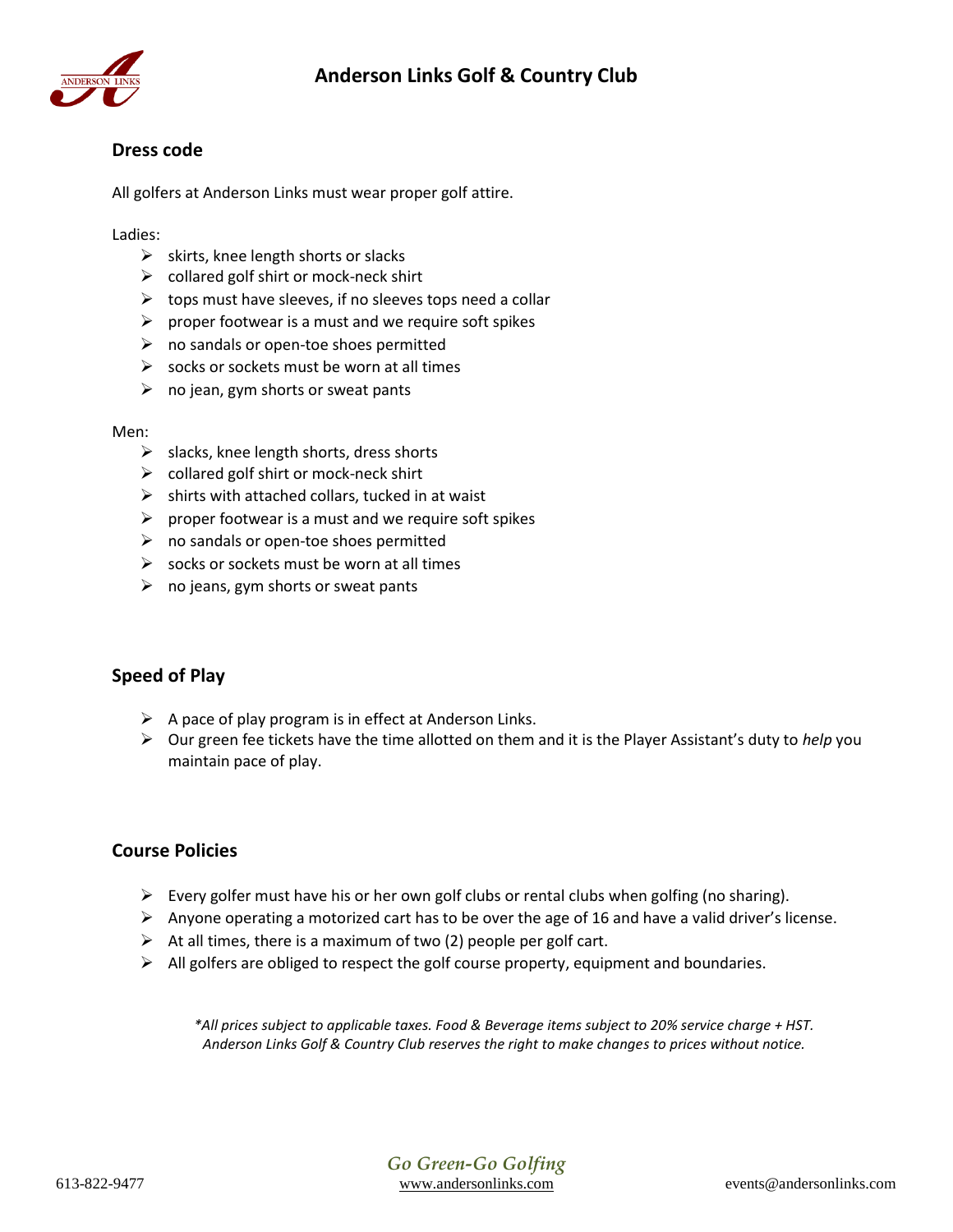# Anderson Links Golf & Country Club

## Dress code

All golfers at Anderson Links must wear proper golf attire.

Ladies:

- skirts, knee length shorts or slacks
- collared golf shirt or mock-neck shirt
- tops must have sleeves, if no sleeves tops need a collar
- proper footwear is a must and we require soft spikes
- no sandals or open-toe shoes permitted
- socks or sockets must be worn at all times
- no jean, gym shorts or sweat pants

Men:

- slacks, knee length shorts, dress shorts
- collared golf shirt or mock-neck shirt
- shirts with attached collars, tucked in at waist
- proper footwear is a must and we require soft spikes
- no sandals or open-toe shoes permitted
- socks or sockets must be worn at all times
- no jeans, gym shorts or sweat pants

## Speed of Play

- A pace of play program is in effect at Anderson Links.
- Our green fee tickets have the time allotted on them and it is the Player Assistant's duty to *help* you maintain pace of play.

## Course Policies

- Every golfer must have his or her own golf clubs or rental clubs when golfing (no sharing).
- Anyone operating a motorized cart has to be over the age of 16 and have a valid driver's license.
- At all times, there is a maximum of two (2) people per golf cart.
- All golfers are obliged to respect the golf course property, equipment and boundaries.

*\*All prices subject to applicable taxes. Food & Beverage items subject to 20% service charge + HST. Anderson Links Golf & Country Club reserves the right to make changes to prices without notice.*

*Go Green-Go Golfing*

613-822-9477 www.andersonlinks.com events@andersonlinks.com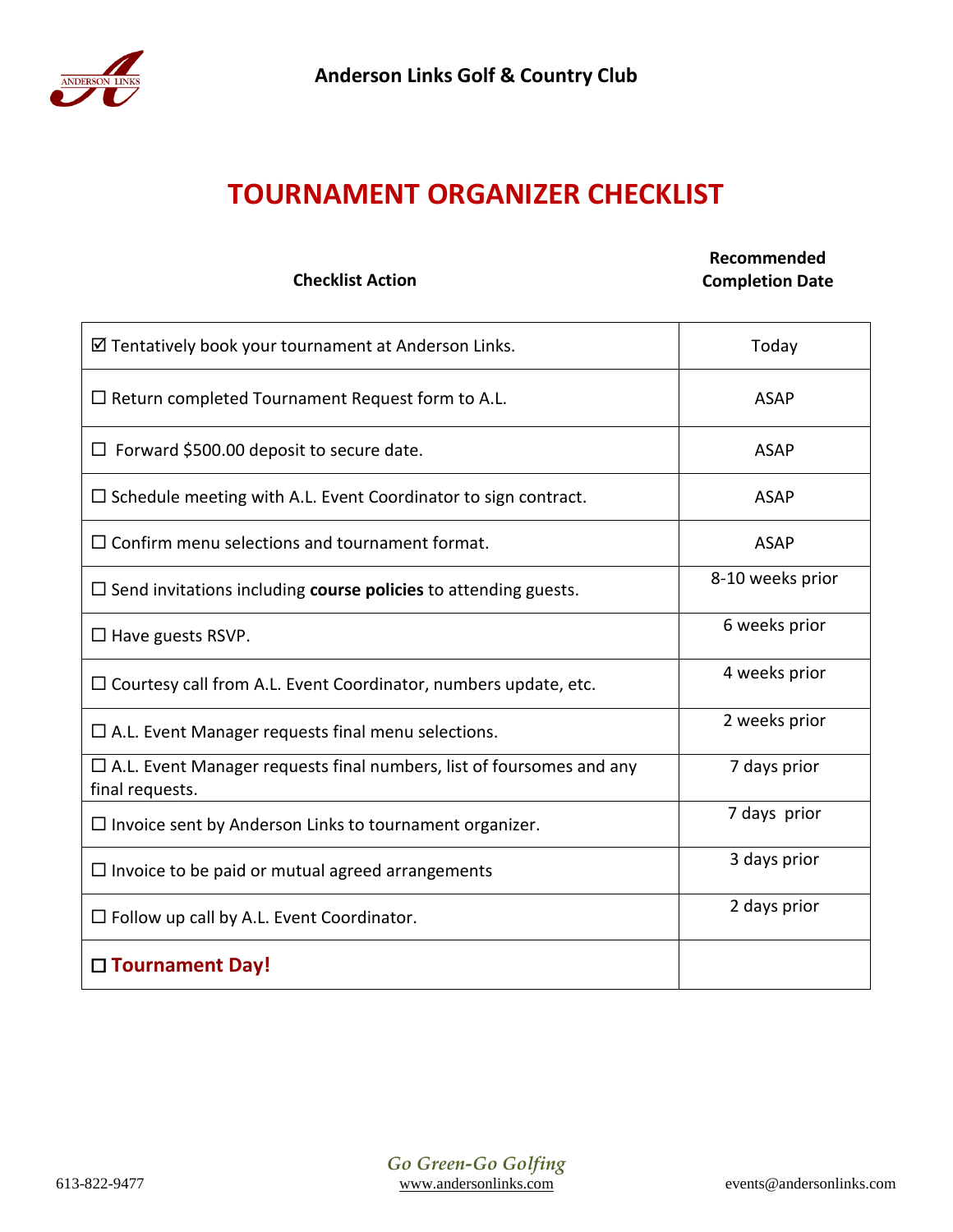Anderson Links Golf & Country Club

# TOURNAMENT ORGANIZER CHECKLIST

| Checklist Action | Recommended Completion Date |
|---|---|
| ☑ Tentatively book your tournament at Anderson Links. | Today |
| ☐ Return completed Tournament Request form to A.L. | ASAP |
| ☐ Forward $500.00 deposit to secure date. | ASAP |
| ☐ Schedule meeting with A.L. Event Coordinator to sign contract. | ASAP |
| ☐ Confirm menu selections and tournament format. | ASAP |
| ☐ Send invitations including **course policies** to attending guests. | 8-10 weeks prior |
| ☐ Have guests RSVP. | 6 weeks prior |
| ☐ Courtesy call from A.L. Event Coordinator, numbers update, etc. | 4 weeks prior |
| ☐ A.L. Event Manager requests final menu selections. | 2 weeks prior |
| ☐ A.L. Event Manager requests final numbers, list of foursomes and any final requests. | 7 days prior |
| ☐ Invoice sent by Anderson Links to tournament organizer. | 7 days prior |
| ☐ Invoice to be paid or mutual agreed arrangements | 3 days prior |
| ☐ Follow up call by A.L. Event Coordinator. | 2 days prior |
| ☐ **Tournament Day!** | |

*Go Green-Go Golfing*

613-822-9477 www.andersonlinks.com events@andersonlinks.com